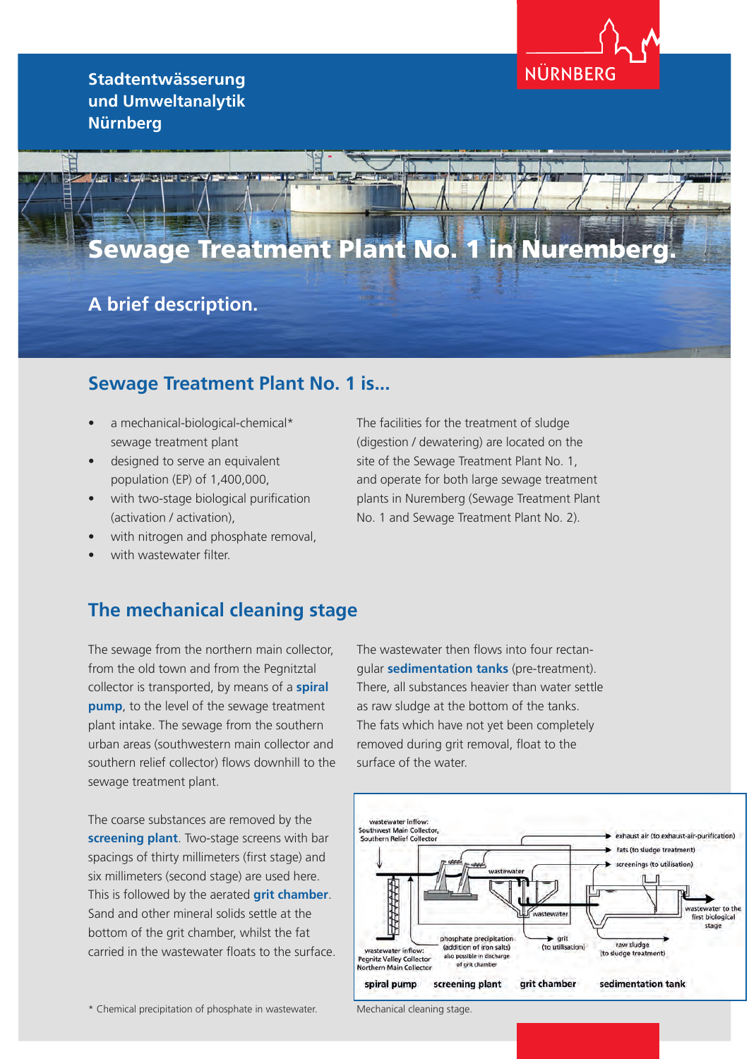Stadtentwässerung und Umweltanalytik Nürnberg

NÜRNBERG

# Sewage Treatment Plant No. 1 in Nuremberg.

## A brief description.

## Sewage Treatment Plant No. 1 is...

- a mechanical-biological-chemical* sewage treatment plant
- designed to serve an equivalent population (EP) of 1,400,000,
- with two-stage biological purification (activation / activation),
- with nitrogen and phosphate removal,
- with wastewater filter.

The facilities for the treatment of sludge (digestion / dewatering) are located on the site of the Sewage Treatment Plant No. 1, and operate for both large sewage treatment plants in Nuremberg (Sewage Treatment Plant No. 1 and Sewage Treatment Plant No. 2).

## The mechanical cleaning stage

The sewage from the northern main collector, from the old town and from the Pegnitztal collector is transported, by means of a **spiral pump**, to the level of the sewage treatment plant intake. The sewage from the southern urban areas (southwestern main collector and southern relief collector) flows downhill to the sewage treatment plant.

The coarse substances are removed by the **screening plant**. Two-stage screens with bar spacings of thirty millimeters (first stage) and six millimeters (second stage) are used here. This is followed by the aerated **grit chamber**. Sand and other mineral solids settle at the bottom of the grit chamber, whilst the fat carried in the wastewater floats to the surface.

The wastewater then flows into four rectangular **sedimentation tanks** (pre-treatment). There, all substances heavier than water settle as raw sludge at the bottom of the tanks. The fats which have not yet been completely removed during grit removal, float to the surface of the water.

wastewater inflow: Southwest Main Collector, Southern Relief Collector

exhaust air (to exhaust-air-purification)

fats (to sludge treatment)

screenings (to utilisation)

wastewater

wastewater

wastewater to the first biological stage

wastewater inflow: Pegnitz Valley Collector Northern Main Collector

phosphate precipitation (addition of iron salts) also possible in discharge of grit chamber

grit (to utilisation)

raw sludge (to sludge treatment)

spiral pump | screening plant | grit chamber | sedimentation tank

Mechanical cleaning stage.

\* Chemical precipitation of phosphate in wastewater.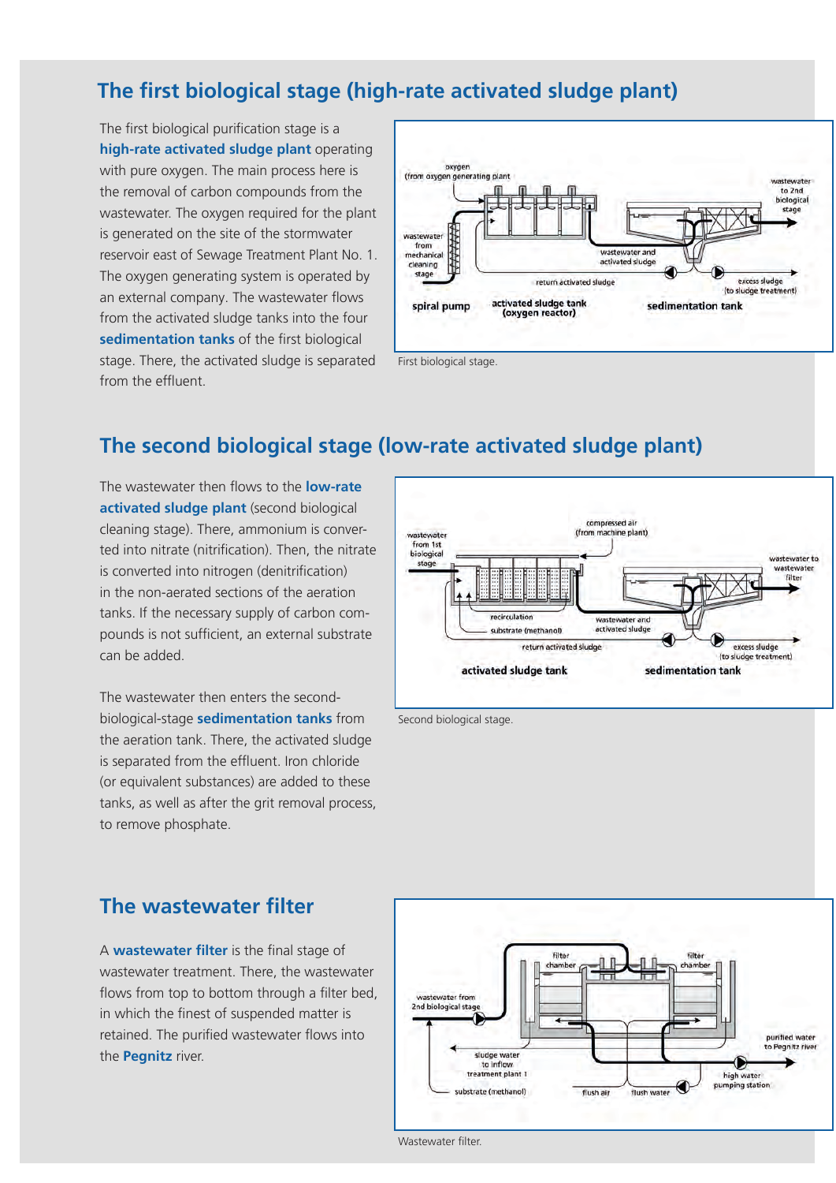## The first biological stage (high-rate activated sludge plant)

The first biological purification stage is a **high-rate activated sludge plant** operating with pure oxygen. The main process here is the removal of carbon compounds from the wastewater. The oxygen required for the plant is generated on the site of the stormwater reservoir east of Sewage Treatment Plant No. 1. The oxygen generating system is operated by an external company. The wastewater flows from the activated sludge tanks into the four **sedimentation tanks** of the first biological stage. There, the activated sludge is separated from the effluent.

First biological stage.

## The second biological stage (low-rate activated sludge plant)

The wastewater then flows to the **low-rate activated sludge plant** (second biological cleaning stage). There, ammonium is converted into nitrate (nitrification). Then, the nitrate is converted into nitrogen (denitrification) in the non-aerated sections of the aeration tanks. If the necessary supply of carbon compounds is not sufficient, an external substrate can be added.

The wastewater then enters the second-biological-stage **sedimentation tanks** from the aeration tank. There, the activated sludge is separated from the effluent. Iron chloride (or equivalent substances) are added to these tanks, as well as after the grit removal process, to remove phosphate.

Second biological stage.

## The wastewater filter

A **wastewater filter** is the final stage of wastewater treatment. There, the wastewater flows from top to bottom through a filter bed, in which the finest of suspended matter is retained. The purified wastewater flows into the **Pegnitz** river.

Wastewater filter.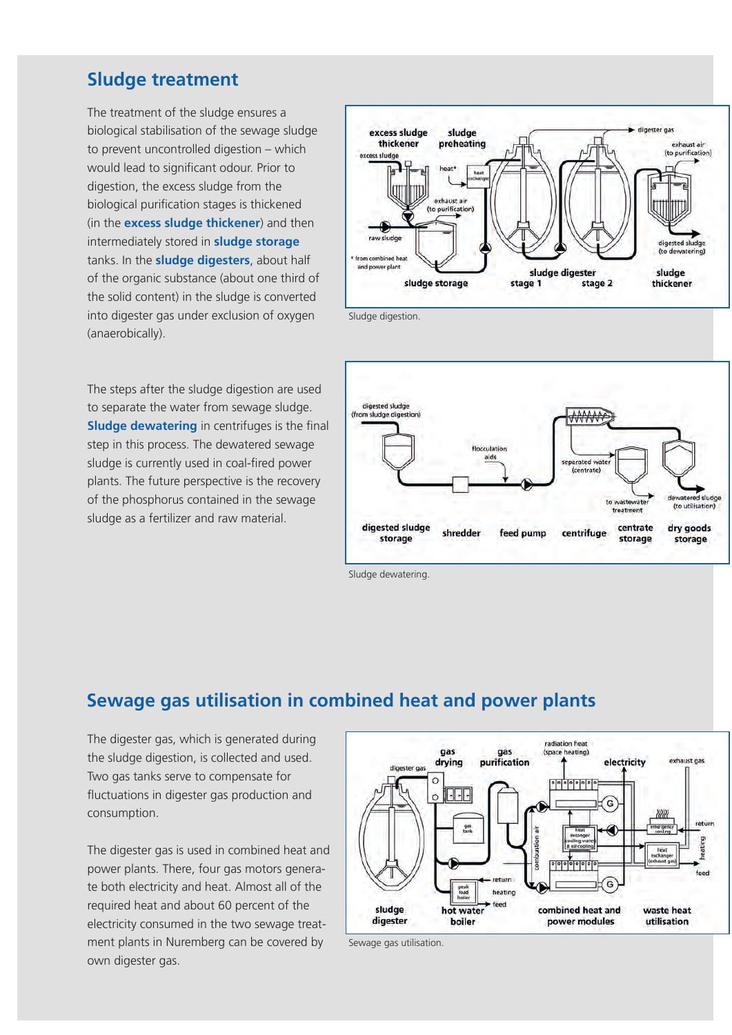## Sludge treatment

The treatment of the sludge ensures a biological stabilisation of the sewage sludge to prevent uncontrolled digestion – which would lead to significant odour. Prior to digestion, the excess sludge from the biological purification stages is thickened (in the **excess sludge thickener**) and then intermediately stored in **sludge storage** tanks. In the **sludge digesters**, about half of the organic substance (about one third of the solid content) in the sludge is converted into digester gas under exclusion of oxygen (anaerobically).

Sludge digestion.

The steps after the sludge digestion are used to separate the water from sewage sludge. **Sludge dewatering** in centrifuges is the final step in this process. The dewatered sewage sludge is currently used in coal-fired power plants. The future perspective is the recovery of the phosphorus contained in the sewage sludge as a fertilizer and raw material.

Sludge dewatering.

## Sewage gas utilisation in combined heat and power plants

The digester gas, which is generated during the sludge digestion, is collected and used. Two gas tanks serve to compensate for fluctuations in digester gas production and consumption.

The digester gas is used in combined heat and power plants. There, four gas motors generate both electricity and heat. Almost all of the required heat and about 60 percent of the electricity consumed in the two sewage treatment plants in Nuremberg can be covered by own digester gas.

Sewage gas utilisation.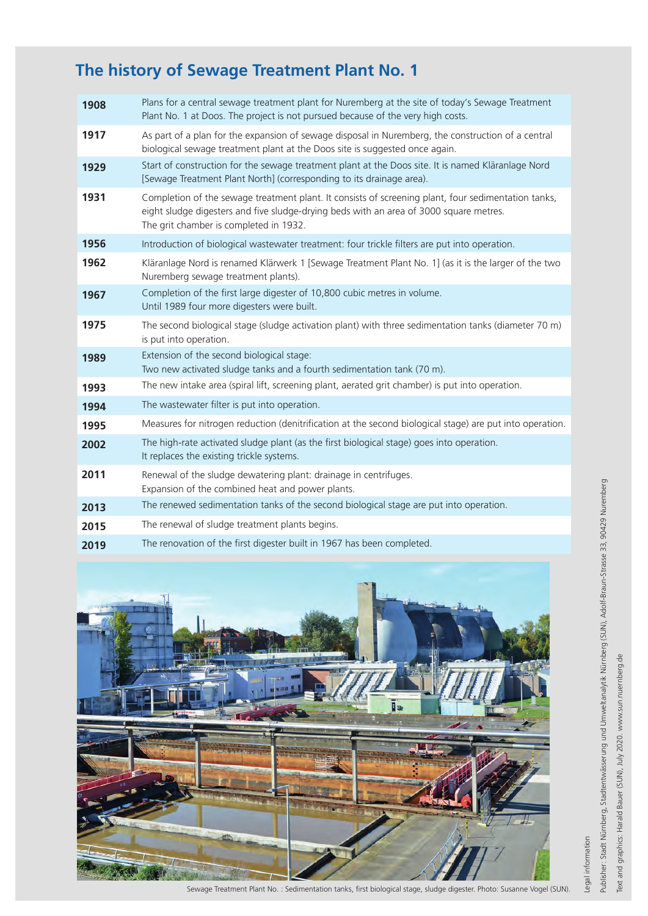# The history of Sewage Treatment Plant No. 1

| | |
|---|---|
| **1908** | Plans for a central sewage treatment plant for Nuremberg at the site of today's Sewage Treatment Plant No. 1 at Doos. The project is not pursued because of the very high costs. |
| **1917** | As part of a plan for the expansion of sewage disposal in Nuremberg, the construction of a central biological sewage treatment plant at the Doos site is suggested once again. |
| **1929** | Start of construction for the sewage treatment plant at the Doos site. It is named Kläranlage Nord [Sewage Treatment Plant North] (corresponding to its drainage area). |
| **1931** | Completion of the sewage treatment plant. It consists of screening plant, four sedimentation tanks, eight sludge digesters and five sludge-drying beds with an area of 3000 square metres. The grit chamber is completed in 1932. |
| **1956** | Introduction of biological wastewater treatment: four trickle filters are put into operation. |
| **1962** | Kläranlage Nord is renamed Klärwerk 1 [Sewage Treatment Plant No. 1] (as it is the larger of the two Nuremberg sewage treatment plants). |
| **1967** | Completion of the first large digester of 10,800 cubic metres in volume. Until 1989 four more digesters were built. |
| **1975** | The second biological stage (sludge activation plant) with three sedimentation tanks (diameter 70 m) is put into operation. |
| **1989** | Extension of the second biological stage: Two new activated sludge tanks and a fourth sedimentation tank (70 m). |
| **1993** | The new intake area (spiral lift, screening plant, aerated grit chamber) is put into operation. |
| **1994** | The wastewater filter is put into operation. |
| **1995** | Measures for nitrogen reduction (denitrification at the second biological stage) are put into operation. |
| **2002** | The high-rate activated sludge plant (as the first biological stage) goes into operation. It replaces the existing trickle systems. |
| **2011** | Renewal of the sludge dewatering plant: drainage in centrifuges. Expansion of the combined heat and power plants. |
| **2013** | The renewed sedimentation tanks of the second biological stage are put into operation. |
| **2015** | The renewal of sludge treatment plants begins. |
| **2019** | The renovation of the first digester built in 1967 has been completed. |

Sewage Treatment Plant No. : Sedimentation tanks, first biological stage, sludge digester. Photo: Susanne Vogel (SUN).

Legal information
Publisher: Stadt Nürnberg, Stadtentwässerung und Umweltanalytik Nürnberg (SUN), Adolf-Braun-Strasse 33, 90429 Nuremberg
Text and graphics: Harald Bauer (SUN), July 2020. www.sun.nuernberg.de